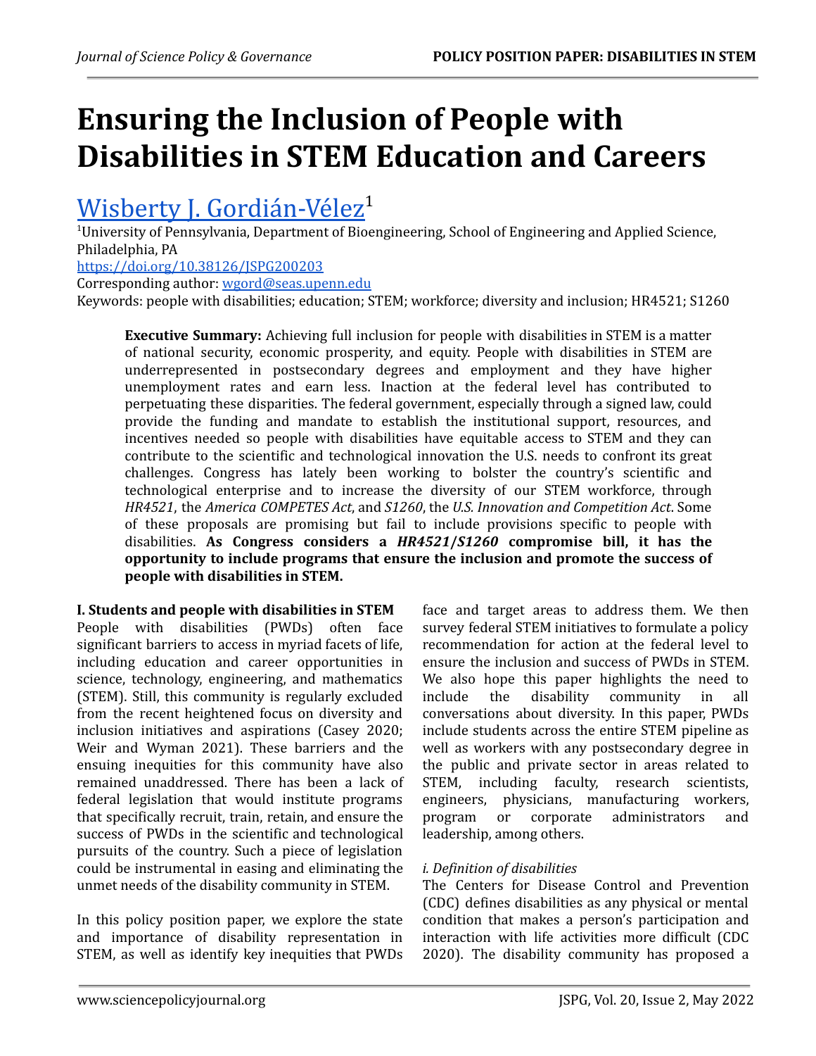# Ensuring the Inclusion of People with Disabilities in STEM Education and Careers

Wisberty J. Gordián-Vélez[1]

[1]University of Pennsylvania, Department of Bioengineering, School of Engineering and Applied Science, Philadelphia, PA

https://doi.org/10.38126/JSPG200203

Corresponding author: wgord@seas.upenn.edu

Keywords: people with disabilities; education; STEM; workforce; diversity and inclusion; HR4521; S1260

**Executive Summary:** Achieving full inclusion for people with disabilities in STEM is a matter of national security, economic prosperity, and equity. People with disabilities in STEM are underrepresented in postsecondary degrees and employment and they have higher unemployment rates and earn less. Inaction at the federal level has contributed to perpetuating these disparities. The federal government, especially through a signed law, could provide the funding and mandate to establish the institutional support, resources, and incentives needed so people with disabilities have equitable access to STEM and they can contribute to the scientific and technological innovation the U.S. needs to confront its great challenges. Congress has lately been working to bolster the country's scientific and technological enterprise and to increase the diversity of our STEM workforce, through *HR4521*, the *America COMPETES Act*, and *S1260*, the *U.S. Innovation and Competition Act*. Some of these proposals are promising but fail to include provisions specific to people with disabilities. **As Congress considers a *HR4521/S1260* compromise bill, it has the opportunity to include programs that ensure the inclusion and promote the success of people with disabilities in STEM.**

## I. Students and people with disabilities in STEM

People with disabilities (PWDs) often face significant barriers to access in myriad facets of life, including education and career opportunities in science, technology, engineering, and mathematics (STEM). Still, this community is regularly excluded from the recent heightened focus on diversity and inclusion initiatives and aspirations (Casey 2020; Weir and Wyman 2021). These barriers and the ensuing inequities for this community have also remained unaddressed. There has been a lack of federal legislation that would institute programs that specifically recruit, train, retain, and ensure the success of PWDs in the scientific and technological pursuits of the country. Such a piece of legislation could be instrumental in easing and eliminating the unmet needs of the disability community in STEM.

In this policy position paper, we explore the state and importance of disability representation in STEM, as well as identify key inequities that PWDs face and target areas to address them. We then survey federal STEM initiatives to formulate a policy recommendation for action at the federal level to ensure the inclusion and success of PWDs in STEM. We also hope this paper highlights the need to include the disability community in all conversations about diversity. In this paper, PWDs include students across the entire STEM pipeline as well as workers with any postsecondary degree in the public and private sector in areas related to STEM, including faculty, research scientists, engineers, physicians, manufacturing workers, program or corporate administrators and leadership, among others.

### *i. Definition of disabilities*

The Centers for Disease Control and Prevention (CDC) defines disabilities as any physical or mental condition that makes a person's participation and interaction with life activities more difficult (CDC 2020). The disability community has proposed a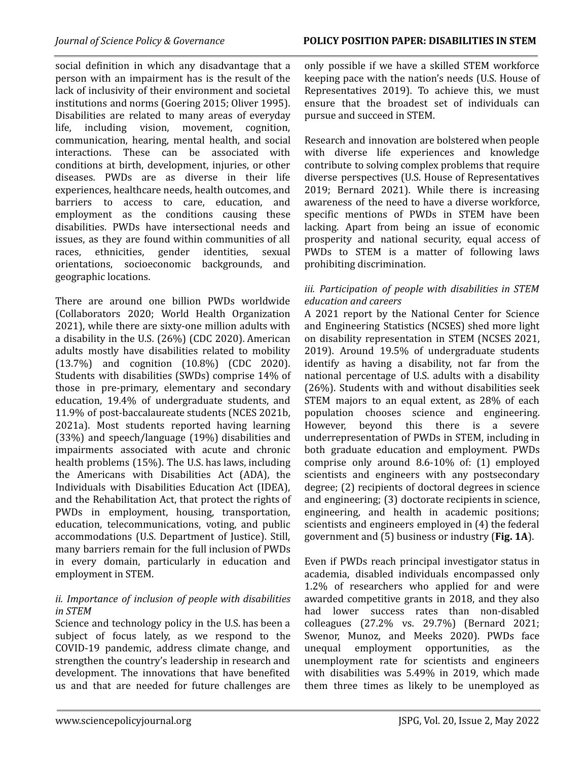social definition in which any disadvantage that a person with an impairment has is the result of the lack of inclusivity of their environment and societal institutions and norms (Goering 2015; Oliver 1995). Disabilities are related to many areas of everyday life, including vision, movement, cognition, communication, hearing, mental health, and social interactions. These can be associated with conditions at birth, development, injuries, or other diseases. PWDs are as diverse in their life experiences, healthcare needs, health outcomes, and barriers to access to care, education, and employment as the conditions causing these disabilities. PWDs have intersectional needs and issues, as they are found within communities of all races, ethnicities, gender identities, sexual orientations, socioeconomic backgrounds, and geographic locations.

There are around one billion PWDs worldwide (Collaborators 2020; World Health Organization 2021), while there are sixty-one million adults with a disability in the U.S. (26%) (CDC 2020). American adults mostly have disabilities related to mobility (13.7%) and cognition (10.8%) (CDC 2020). Students with disabilities (SWDs) comprise 14% of those in pre-primary, elementary and secondary education, 19.4% of undergraduate students, and 11.9% of post-baccalaureate students (NCES 2021b, 2021a). Most students reported having learning (33%) and speech/language (19%) disabilities and impairments associated with acute and chronic health problems (15%). The U.S. has laws, including the Americans with Disabilities Act (ADA), the Individuals with Disabilities Education Act (IDEA), and the Rehabilitation Act, that protect the rights of PWDs in employment, housing, transportation, education, telecommunications, voting, and public accommodations (U.S. Department of Justice). Still, many barriers remain for the full inclusion of PWDs in every domain, particularly in education and employment in STEM.

*ii. Importance of inclusion of people with disabilities in STEM*

Science and technology policy in the U.S. has been a subject of focus lately, as we respond to the COVID-19 pandemic, address climate change, and strengthen the country's leadership in research and development. The innovations that have benefited us and that are needed for future challenges are only possible if we have a skilled STEM workforce keeping pace with the nation's needs (U.S. House of Representatives 2019). To achieve this, we must ensure that the broadest set of individuals can pursue and succeed in STEM.

Research and innovation are bolstered when people with diverse life experiences and knowledge contribute to solving complex problems that require diverse perspectives (U.S. House of Representatives 2019; Bernard 2021). While there is increasing awareness of the need to have a diverse workforce, specific mentions of PWDs in STEM have been lacking. Apart from being an issue of economic prosperity and national security, equal access of PWDs to STEM is a matter of following laws prohibiting discrimination.

*iii. Participation of people with disabilities in STEM education and careers*

A 2021 report by the National Center for Science and Engineering Statistics (NCSES) shed more light on disability representation in STEM (NCSES 2021, 2019). Around 19.5% of undergraduate students identify as having a disability, not far from the national percentage of U.S. adults with a disability (26%). Students with and without disabilities seek STEM majors to an equal extent, as 28% of each population chooses science and engineering. However, beyond this there is a severe underrepresentation of PWDs in STEM, including in both graduate education and employment. PWDs comprise only around 8.6-10% of: (1) employed scientists and engineers with any postsecondary degree; (2) recipients of doctoral degrees in science and engineering; (3) doctorate recipients in science, engineering, and health in academic positions; scientists and engineers employed in (4) the federal government and (5) business or industry (**Fig. 1A**).

Even if PWDs reach principal investigator status in academia, disabled individuals encompassed only 1.2% of researchers who applied for and were awarded competitive grants in 2018, and they also had lower success rates than non-disabled colleagues (27.2% vs. 29.7%) (Bernard 2021; Swenor, Munoz, and Meeks 2020). PWDs face unequal employment opportunities, as the unemployment rate for scientists and engineers with disabilities was 5.49% in 2019, which made them three times as likely to be unemployed as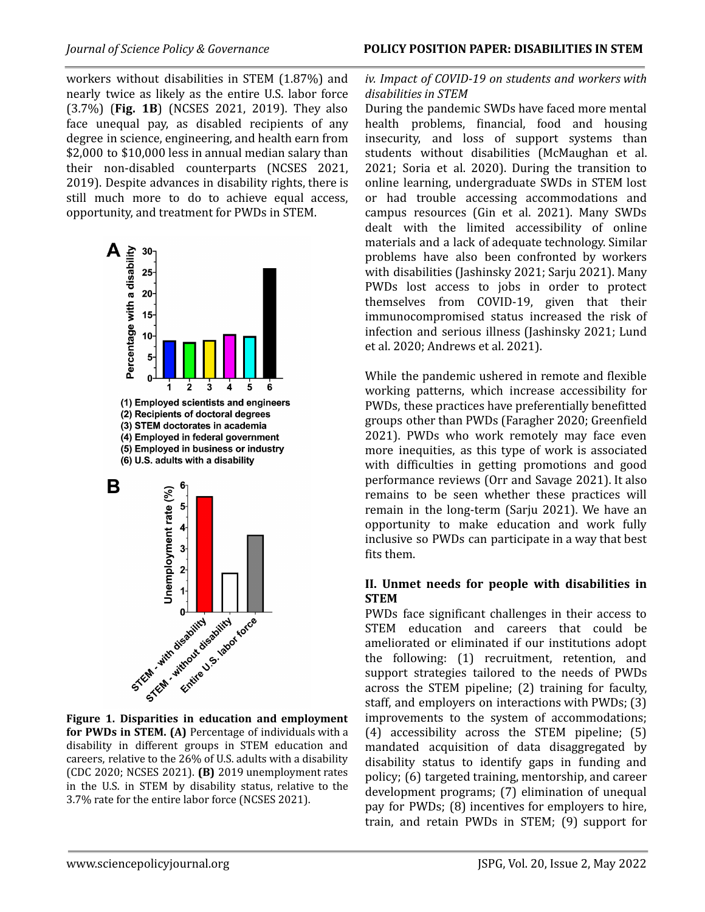workers without disabilities in STEM (1.87%) and nearly twice as likely as the entire U.S. labor force (3.7%) (**Fig. 1B**) (NCSES 2021, 2019). They also face unequal pay, as disabled recipients of any degree in science, engineering, and health earn from $2,000 to $10,000 less in annual median salary than their non-disabled counterparts (NCSES 2021, 2019). Despite advances in disability rights, there is still much more to do to achieve equal access, opportunity, and treatment for PWDs in STEM.

**Figure 1. Disparities in education and employment for PWDs in STEM. (A)** Percentage of individuals with a disability in different groups in STEM education and careers, relative to the 26% of U.S. adults with a disability (CDC 2020; NCSES 2021). **(B)** 2019 unemployment rates in the U.S. in STEM by disability status, relative to the 3.7% rate for the entire labor force (NCSES 2021).

*iv. Impact of COVID-19 on students and workers with disabilities in STEM*

During the pandemic SWDs have faced more mental health problems, financial, food and housing insecurity, and loss of support systems than students without disabilities (McMaughan et al. 2021; Soria et al. 2020). During the transition to online learning, undergraduate SWDs in STEM lost or had trouble accessing accommodations and campus resources (Gin et al. 2021). Many SWDs dealt with the limited accessibility of online materials and a lack of adequate technology. Similar problems have also been confronted by workers with disabilities (Jashinsky 2021; Sarju 2021). Many PWDs lost access to jobs in order to protect themselves from COVID-19, given that their immunocompromised status increased the risk of infection and serious illness (Jashinsky 2021; Lund et al. 2020; Andrews et al. 2021).

While the pandemic ushered in remote and flexible working patterns, which increase accessibility for PWDs, these practices have preferentially benefitted groups other than PWDs (Faragher 2020; Greenfield 2021). PWDs who work remotely may face even more inequities, as this type of work is associated with difficulties in getting promotions and good performance reviews (Orr and Savage 2021). It also remains to be seen whether these practices will remain in the long-term (Sarju 2021). We have an opportunity to make education and work fully inclusive so PWDs can participate in a way that best fits them.

## II. Unmet needs for people with disabilities in STEM

PWDs face significant challenges in their access to STEM education and careers that could be ameliorated or eliminated if our institutions adopt the following: (1) recruitment, retention, and support strategies tailored to the needs of PWDs across the STEM pipeline; (2) training for faculty, staff, and employers on interactions with PWDs; (3) improvements to the system of accommodations; (4) accessibility across the STEM pipeline; (5) mandated acquisition of data disaggregated by disability status to identify gaps in funding and policy; (6) targeted training, mentorship, and career development programs; (7) elimination of unequal pay for PWDs; (8) incentives for employers to hire, train, and retain PWDs in STEM; (9) support for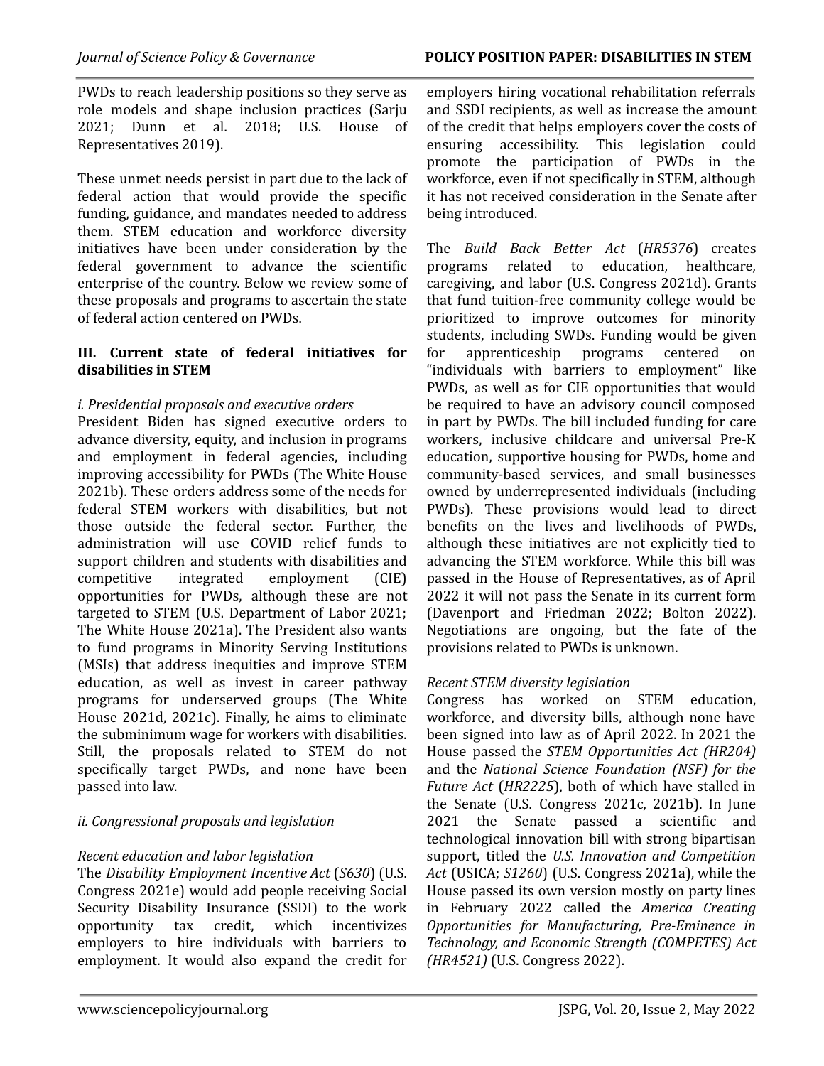PWDs to reach leadership positions so they serve as role models and shape inclusion practices (Sarju 2021; Dunn et al. 2018; U.S. House of Representatives 2019).

These unmet needs persist in part due to the lack of federal action that would provide the specific funding, guidance, and mandates needed to address them. STEM education and workforce diversity initiatives have been under consideration by the federal government to advance the scientific enterprise of the country. Below we review some of these proposals and programs to ascertain the state of federal action centered on PWDs.

## III. Current state of federal initiatives for disabilities in STEM

### *i. Presidential proposals and executive orders*

President Biden has signed executive orders to advance diversity, equity, and inclusion in programs and employment in federal agencies, including improving accessibility for PWDs (The White House 2021b). These orders address some of the needs for federal STEM workers with disabilities, but not those outside the federal sector. Further, the administration will use COVID relief funds to support children and students with disabilities and competitive integrated employment (CIE) opportunities for PWDs, although these are not targeted to STEM (U.S. Department of Labor 2021; The White House 2021a). The President also wants to fund programs in Minority Serving Institutions (MSIs) that address inequities and improve STEM education, as well as invest in career pathway programs for underserved groups (The White House 2021d, 2021c). Finally, he aims to eliminate the subminimum wage for workers with disabilities. Still, the proposals related to STEM do not specifically target PWDs, and none have been passed into law.

### *ii. Congressional proposals and legislation*

#### *Recent education and labor legislation*

The *Disability Employment Incentive Act* (*S630*) (U.S. Congress 2021e) would add people receiving Social Security Disability Insurance (SSDI) to the work opportunity tax credit, which incentivizes employers to hire individuals with barriers to employment. It would also expand the credit for employers hiring vocational rehabilitation referrals and SSDI recipients, as well as increase the amount of the credit that helps employers cover the costs of ensuring accessibility. This legislation could promote the participation of PWDs in the workforce, even if not specifically in STEM, although it has not received consideration in the Senate after being introduced.

The *Build Back Better Act* (*HR5376*) creates programs related to education, healthcare, caregiving, and labor (U.S. Congress 2021d). Grants that fund tuition-free community college would be prioritized to improve outcomes for minority students, including SWDs. Funding would be given for apprenticeship programs centered on "individuals with barriers to employment" like PWDs, as well as for CIE opportunities that would be required to have an advisory council composed in part by PWDs. The bill included funding for care workers, inclusive childcare and universal Pre-K education, supportive housing for PWDs, home and community-based services, and small businesses owned by underrepresented individuals (including PWDs). These provisions would lead to direct benefits on the lives and livelihoods of PWDs, although these initiatives are not explicitly tied to advancing the STEM workforce. While this bill was passed in the House of Representatives, as of April 2022 it will not pass the Senate in its current form (Davenport and Friedman 2022; Bolton 2022). Negotiations are ongoing, but the fate of the provisions related to PWDs is unknown.

#### *Recent STEM diversity legislation*

Congress has worked on STEM education, workforce, and diversity bills, although none have been signed into law as of April 2022. In 2021 the House passed the *STEM Opportunities Act (HR204)* and the *National Science Foundation (NSF) for the Future Act* (*HR2225*), both of which have stalled in the Senate (U.S. Congress 2021c, 2021b). In June 2021 the Senate passed a scientific and technological innovation bill with strong bipartisan support, titled the *U.S. Innovation and Competition Act* (USICA; *S1260*) (U.S. Congress 2021a), while the House passed its own version mostly on party lines in February 2022 called the *America Creating Opportunities for Manufacturing, Pre-Eminence in Technology, and Economic Strength (COMPETES) Act (HR4521)* (U.S. Congress 2022).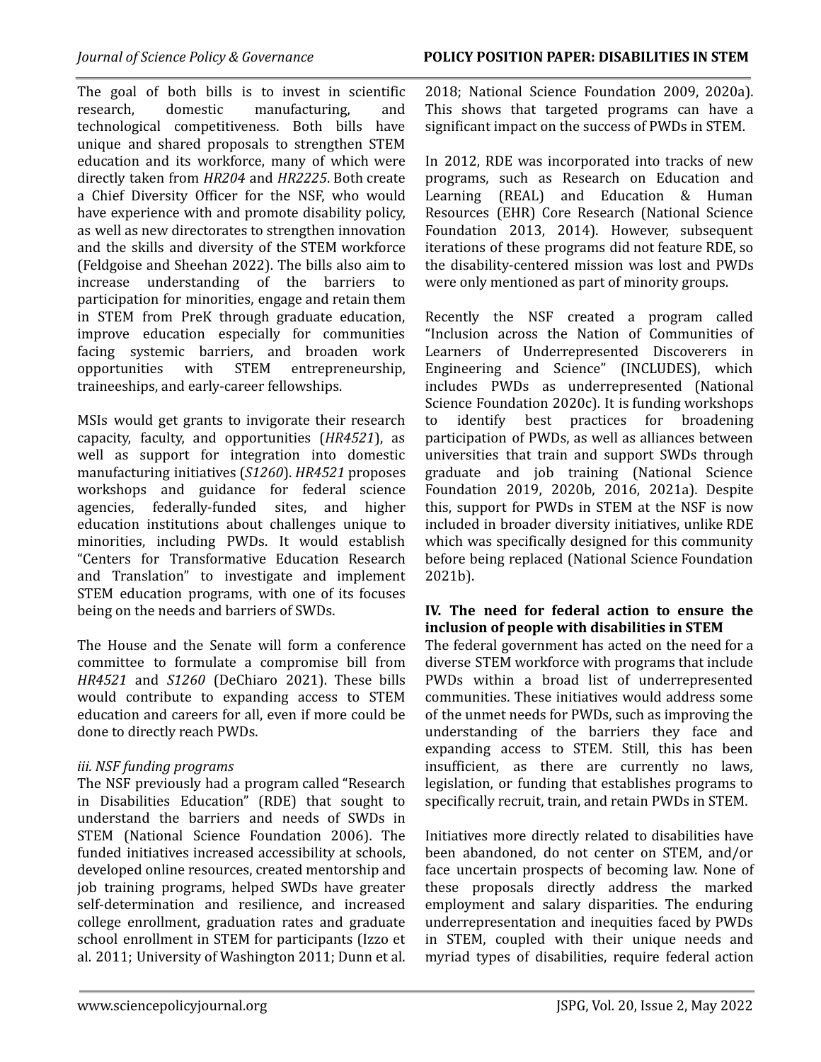The goal of both bills is to invest in scientific research, domestic manufacturing, and technological competitiveness. Both bills have unique and shared proposals to strengthen STEM education and its workforce, many of which were directly taken from *HR204* and *HR2225*. Both create a Chief Diversity Officer for the NSF, who would have experience with and promote disability policy, as well as new directorates to strengthen innovation and the skills and diversity of the STEM workforce (Feldgoise and Sheehan 2022). The bills also aim to increase understanding of the barriers to participation for minorities, engage and retain them in STEM from PreK through graduate education, improve education especially for communities facing systemic barriers, and broaden work opportunities with STEM entrepreneurship, traineeships, and early-career fellowships.

MSIs would get grants to invigorate their research capacity, faculty, and opportunities (*HR4521*), as well as support for integration into domestic manufacturing initiatives (*S1260*). *HR4521* proposes workshops and guidance for federal science agencies, federally-funded sites, and higher education institutions about challenges unique to minorities, including PWDs. It would establish "Centers for Transformative Education Research and Translation" to investigate and implement STEM education programs, with one of its focuses being on the needs and barriers of SWDs.

The House and the Senate will form a conference committee to formulate a compromise bill from *HR4521* and *S1260* (DeChiaro 2021). These bills would contribute to expanding access to STEM education and careers for all, even if more could be done to directly reach PWDs.

### *iii. NSF funding programs*

The NSF previously had a program called "Research in Disabilities Education" (RDE) that sought to understand the barriers and needs of SWDs in STEM (National Science Foundation 2006). The funded initiatives increased accessibility at schools, developed online resources, created mentorship and job training programs, helped SWDs have greater self-determination and resilience, and increased college enrollment, graduation rates and graduate school enrollment in STEM for participants (Izzo et al. 2011; University of Washington 2011; Dunn et al. 2018; National Science Foundation 2009, 2020a). This shows that targeted programs can have a significant impact on the success of PWDs in STEM.

In 2012, RDE was incorporated into tracks of new programs, such as Research on Education and Learning (REAL) and Education & Human Resources (EHR) Core Research (National Science Foundation 2013, 2014). However, subsequent iterations of these programs did not feature RDE, so the disability-centered mission was lost and PWDs were only mentioned as part of minority groups.

Recently the NSF created a program called "Inclusion across the Nation of Communities of Learners of Underrepresented Discoverers in Engineering and Science" (INCLUDES), which includes PWDs as underrepresented (National Science Foundation 2020c). It is funding workshops to identify best practices for broadening participation of PWDs, as well as alliances between universities that train and support SWDs through graduate and job training (National Science Foundation 2019, 2020b, 2016, 2021a). Despite this, support for PWDs in STEM at the NSF is now included in broader diversity initiatives, unlike RDE which was specifically designed for this community before being replaced (National Science Foundation 2021b).

## IV. The need for federal action to ensure the inclusion of people with disabilities in STEM

The federal government has acted on the need for a diverse STEM workforce with programs that include PWDs within a broad list of underrepresented communities. These initiatives would address some of the unmet needs for PWDs, such as improving the understanding of the barriers they face and expanding access to STEM. Still, this has been insufficient, as there are currently no laws, legislation, or funding that establishes programs to specifically recruit, train, and retain PWDs in STEM.

Initiatives more directly related to disabilities have been abandoned, do not center on STEM, and/or face uncertain prospects of becoming law. None of these proposals directly address the marked employment and salary disparities. The enduring underrepresentation and inequities faced by PWDs in STEM, coupled with their unique needs and myriad types of disabilities, require federal action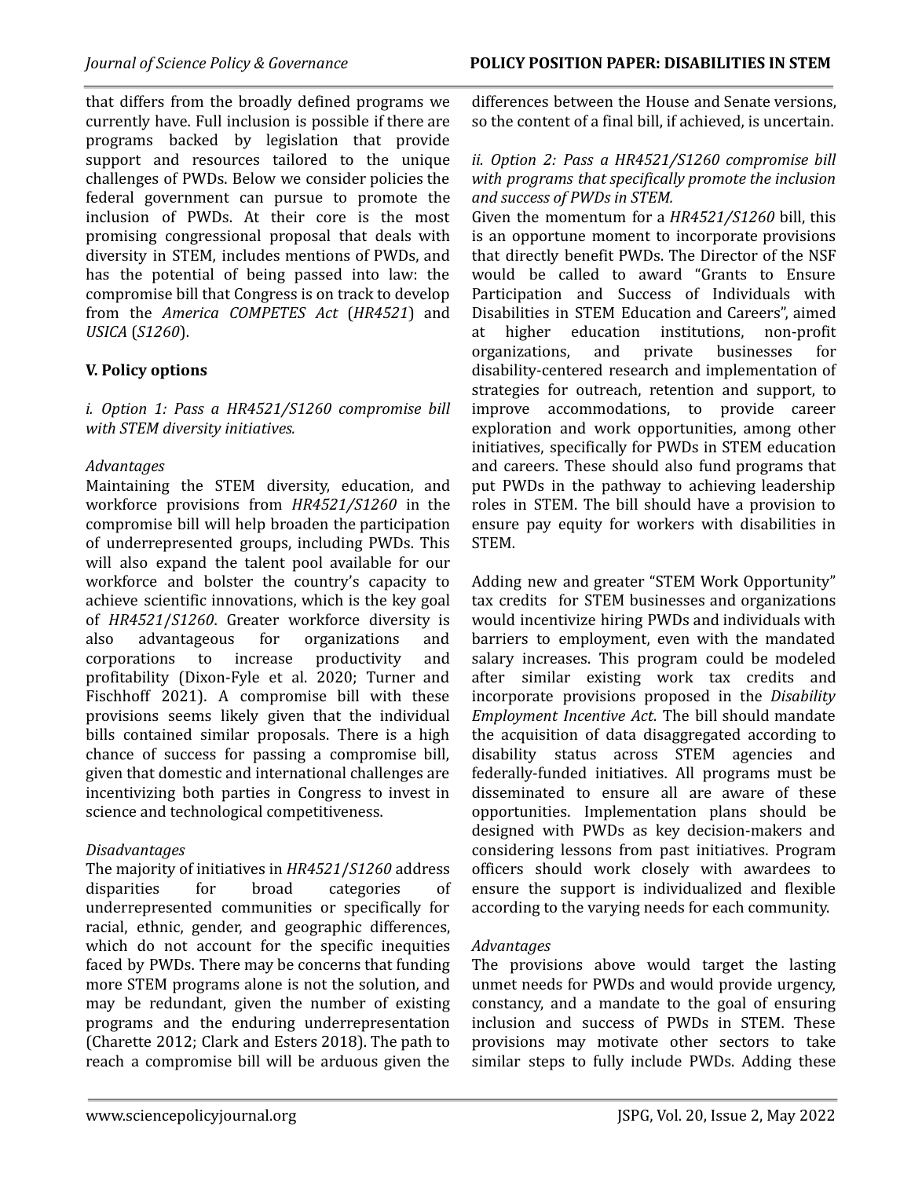that differs from the broadly defined programs we currently have. Full inclusion is possible if there are programs backed by legislation that provide support and resources tailored to the unique challenges of PWDs. Below we consider policies the federal government can pursue to promote the inclusion of PWDs. At their core is the most promising congressional proposal that deals with diversity in STEM, includes mentions of PWDs, and has the potential of being passed into law: the compromise bill that Congress is on track to develop from the *America COMPETES Act* (*HR4521*) and *USICA* (*S1260*).

## V. Policy options

*i. Option 1: Pass a HR4521/S1260 compromise bill with STEM diversity initiatives.*

*Advantages*

Maintaining the STEM diversity, education, and workforce provisions from *HR4521/S1260* in the compromise bill will help broaden the participation of underrepresented groups, including PWDs. This will also expand the talent pool available for our workforce and bolster the country's capacity to achieve scientific innovations, which is the key goal of *HR4521*/*S1260*. Greater workforce diversity is also advantageous for organizations and corporations to increase productivity and profitability (Dixon-Fyle et al. 2020; Turner and Fischhoff 2021). A compromise bill with these provisions seems likely given that the individual bills contained similar proposals. There is a high chance of success for passing a compromise bill, given that domestic and international challenges are incentivizing both parties in Congress to invest in science and technological competitiveness.

*Disadvantages*

The majority of initiatives in *HR4521*/*S1260* address disparities for broad categories of underrepresented communities or specifically for racial, ethnic, gender, and geographic differences, which do not account for the specific inequities faced by PWDs. There may be concerns that funding more STEM programs alone is not the solution, and may be redundant, given the number of existing programs and the enduring underrepresentation (Charette 2012; Clark and Esters 2018). The path to reach a compromise bill will be arduous given the differences between the House and Senate versions, so the content of a final bill, if achieved, is uncertain.

*ii. Option 2: Pass a HR4521/S1260 compromise bill with programs that specifically promote the inclusion and success of PWDs in STEM.*

Given the momentum for a *HR4521/S1260* bill, this is an opportune moment to incorporate provisions that directly benefit PWDs. The Director of the NSF would be called to award "Grants to Ensure Participation and Success of Individuals with Disabilities in STEM Education and Careers", aimed at higher education institutions, non-profit organizations, and private businesses for disability-centered research and implementation of strategies for outreach, retention and support, to improve accommodations, to provide career exploration and work opportunities, among other initiatives, specifically for PWDs in STEM education and careers. These should also fund programs that put PWDs in the pathway to achieving leadership roles in STEM. The bill should have a provision to ensure pay equity for workers with disabilities in STEM.

Adding new and greater "STEM Work Opportunity" tax credits for STEM businesses and organizations would incentivize hiring PWDs and individuals with barriers to employment, even with the mandated salary increases. This program could be modeled after similar existing work tax credits and incorporate provisions proposed in the *Disability Employment Incentive Act*. The bill should mandate the acquisition of data disaggregated according to disability status across STEM agencies and federally-funded initiatives. All programs must be disseminated to ensure all are aware of these opportunities. Implementation plans should be designed with PWDs as key decision-makers and considering lessons from past initiatives. Program officers should work closely with awardees to ensure the support is individualized and flexible according to the varying needs for each community.

*Advantages*

The provisions above would target the lasting unmet needs for PWDs and would provide urgency, constancy, and a mandate to the goal of ensuring inclusion and success of PWDs in STEM. These provisions may motivate other sectors to take similar steps to fully include PWDs. Adding these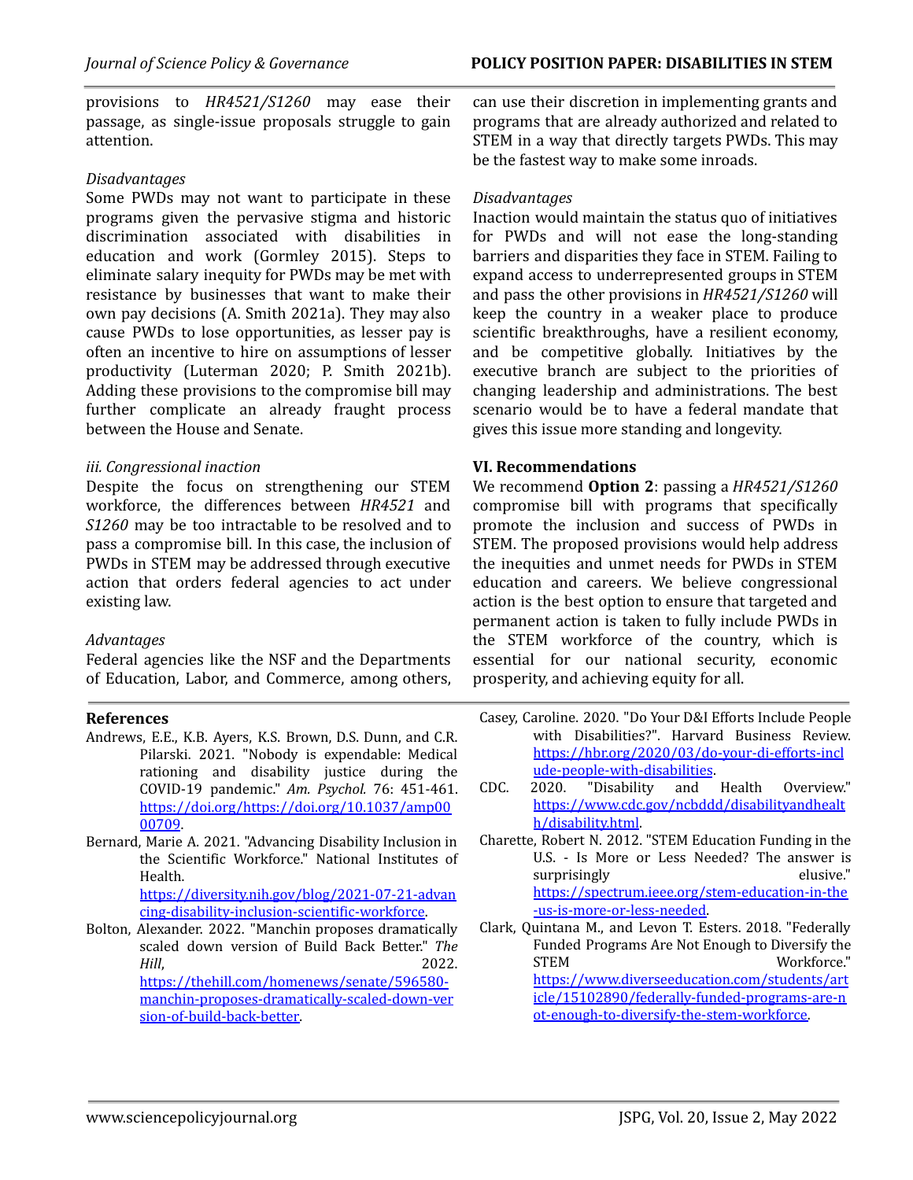provisions to *HR4521/S1260* may ease their passage, as single-issue proposals struggle to gain attention.

*Disadvantages*
Some PWDs may not want to participate in these programs given the pervasive stigma and historic discrimination associated with disabilities in education and work (Gormley 2015). Steps to eliminate salary inequity for PWDs may be met with resistance by businesses that want to make their own pay decisions (A. Smith 2021a). They may also cause PWDs to lose opportunities, as lesser pay is often an incentive to hire on assumptions of lesser productivity (Luterman 2020; P. Smith 2021b). Adding these provisions to the compromise bill may further complicate an already fraught process between the House and Senate.

*iii. Congressional inaction*
Despite the focus on strengthening our STEM workforce, the differences between *HR4521* and *S1260* may be too intractable to be resolved and to pass a compromise bill. In this case, the inclusion of PWDs in STEM may be addressed through executive action that orders federal agencies to act under existing law.

*Advantages*
Federal agencies like the NSF and the Departments of Education, Labor, and Commerce, among others, can use their discretion in implementing grants and programs that are already authorized and related to STEM in a way that directly targets PWDs. This may be the fastest way to make some inroads.

*Disadvantages*
Inaction would maintain the status quo of initiatives for PWDs and will not ease the long-standing barriers and disparities they face in STEM. Failing to expand access to underrepresented groups in STEM and pass the other provisions in *HR4521/S1260* will keep the country in a weaker place to produce scientific breakthroughs, have a resilient economy, and be competitive globally. Initiatives by the executive branch are subject to the priorities of changing leadership and administrations. The best scenario would be to have a federal mandate that gives this issue more standing and longevity.

## VI. Recommendations

We recommend **Option 2**: passing a *HR4521/S1260* compromise bill with programs that specifically promote the inclusion and success of PWDs in STEM. The proposed provisions would help address the inequities and unmet needs for PWDs in STEM education and careers. We believe congressional action is the best option to ensure that targeted and permanent action is taken to fully include PWDs in the STEM workforce of the country, which is essential for our national security, economic prosperity, and achieving equity for all.

## References

Andrews, E.E., K.B. Ayers, K.S. Brown, D.S. Dunn, and C.R. Pilarski. 2021. "Nobody is expendable: Medical rationing and disability justice during the COVID-19 pandemic." *Am. Psychol.* 76: 451-461. https://doi.org/https://doi.org/10.1037/amp0000709.

Bernard, Marie A. 2021. "Advancing Disability Inclusion in the Scientific Workforce." National Institutes of Health. https://diversity.nih.gov/blog/2021-07-21-advancing-disability-inclusion-scientific-workforce.

Bolton, Alexander. 2022. "Manchin proposes dramatically scaled down version of Build Back Better." *The Hill*, 2022. https://thehill.com/homenews/senate/596580-manchin-proposes-dramatically-scaled-down-version-of-build-back-better.

Casey, Caroline. 2020. "Do Your D&I Efforts Include People with Disabilities?". Harvard Business Review. https://hbr.org/2020/03/do-your-di-efforts-include-people-with-disabilities.

CDC. 2020. "Disability and Health Overview." https://www.cdc.gov/ncbddd/disabilityandhealth/disability.html.

Charette, Robert N. 2012. "STEM Education Funding in the U.S. - Is More or Less Needed? The answer is surprisingly elusive." https://spectrum.ieee.org/stem-education-in-the-us-is-more-or-less-needed.

Clark, Quintana M., and Levon T. Esters. 2018. "Federally Funded Programs Are Not Enough to Diversify the STEM Workforce." https://www.diverseeducation.com/students/article/15102890/federally-funded-programs-are-not-enough-to-diversify-the-stem-workforce.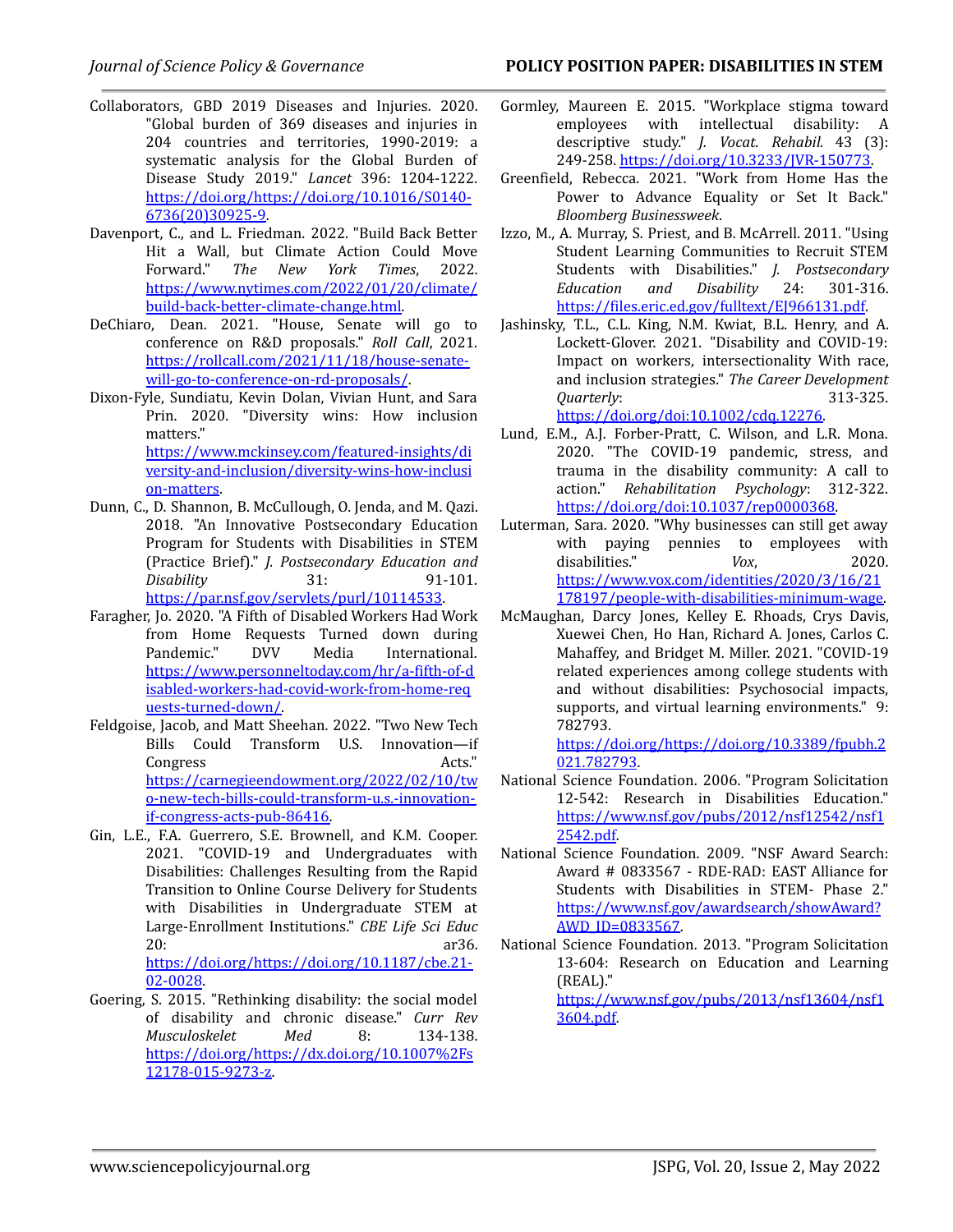Collaborators, GBD 2019 Diseases and Injuries. 2020. "Global burden of 369 diseases and injuries in 204 countries and territories, 1990-2019: a systematic analysis for the Global Burden of Disease Study 2019." *Lancet* 396: 1204-1222. https://doi.org/https://doi.org/10.1016/S0140-6736(20)30925-9.

Davenport, C., and L. Friedman. 2022. "Build Back Better Hit a Wall, but Climate Action Could Move Forward." *The New York Times*, 2022. https://www.nytimes.com/2022/01/20/climate/build-back-better-climate-change.html.

DeChiaro, Dean. 2021. "House, Senate will go to conference on R&D proposals." *Roll Call*, 2021. https://rollcall.com/2021/11/18/house-senate-will-go-to-conference-on-rd-proposals/.

Dixon-Fyle, Sundiatu, Kevin Dolan, Vivian Hunt, and Sara Prin. 2020. "Diversity wins: How inclusion matters." https://www.mckinsey.com/featured-insights/diversity-and-inclusion/diversity-wins-how-inclusion-matters.

Dunn, C., D. Shannon, B. McCullough, O. Jenda, and M. Qazi. 2018. "An Innovative Postsecondary Education Program for Students with Disabilities in STEM (Practice Brief)." *J. Postsecondary Education and Disability* 31: 91-101. https://par.nsf.gov/servlets/purl/10114533.

Faragher, Jo. 2020. "A Fifth of Disabled Workers Had Work from Home Requests Turned down during Pandemic." DVV Media International. https://www.personneltoday.com/hr/a-fifth-of-disabled-workers-had-covid-work-from-home-requests-turned-down/.

Feldgoise, Jacob, and Matt Sheehan. 2022. "Two New Tech Bills Could Transform U.S. Innovation—if Congress Acts." https://carnegieendowment.org/2022/02/10/two-new-tech-bills-could-transform-u.s.-innovation-if-congress-acts-pub-86416.

Gin, L.E., F.A. Guerrero, S.E. Brownell, and K.M. Cooper. 2021. "COVID-19 and Undergraduates with Disabilities: Challenges Resulting from the Rapid Transition to Online Course Delivery for Students with Disabilities in Undergraduate STEM at Large-Enrollment Institutions." *CBE Life Sci Educ* 20: ar36. https://doi.org/https://doi.org/10.1187/cbe.21-02-0028.

Goering, S. 2015. "Rethinking disability: the social model of disability and chronic disease." *Curr Rev Musculoskelet Med* 8: 134-138. https://doi.org/https://dx.doi.org/10.1007%2Fs12178-015-9273-z.

Gormley, Maureen E. 2015. "Workplace stigma toward employees with intellectual disability: A descriptive study." *J. Vocat. Rehabil.* 43 (3): 249-258. https://doi.org/10.3233/JVR-150773.

Greenfield, Rebecca. 2021. "Work from Home Has the Power to Advance Equality or Set It Back." *Bloomberg Businessweek*.

Izzo, M., A. Murray, S. Priest, and B. McArrell. 2011. "Using Student Learning Communities to Recruit STEM Students with Disabilities." *J. Postsecondary Education and Disability* 24: 301-316. https://files.eric.ed.gov/fulltext/EJ966131.pdf.

Jashinsky, T.L., C.L. King, N.M. Kwiat, B.L. Henry, and A. Lockett-Glover. 2021. "Disability and COVID-19: Impact on workers, intersectionality With race, and inclusion strategies." *The Career Development Quarterly*: 313-325. https://doi.org/doi:10.1002/cdq.12276.

Lund, E.M., A.J. Forber-Pratt, C. Wilson, and L.R. Mona. 2020. "The COVID-19 pandemic, stress, and trauma in the disability community: A call to action." *Rehabilitation Psychology*: 312-322. https://doi.org/doi:10.1037/rep0000368.

Luterman, Sara. 2020. "Why businesses can still get away with paying pennies to employees with disabilities." *Vox*, 2020. https://www.vox.com/identities/2020/3/16/21178197/people-with-disabilities-minimum-wage.

McMaughan, Darcy Jones, Kelley E. Rhoads, Crys Davis, Xuewei Chen, Ho Han, Richard A. Jones, Carlos C. Mahaffey, and Bridget M. Miller. 2021. "COVID-19 related experiences among college students with and without disabilities: Psychosocial impacts, supports, and virtual learning environments." 9: 782793. https://doi.org/https://doi.org/10.3389/fpubh.2021.782793.

National Science Foundation. 2006. "Program Solicitation 12-542: Research in Disabilities Education." https://www.nsf.gov/pubs/2012/nsf12542/nsf12542.pdf.

National Science Foundation. 2009. "NSF Award Search: Award # 0833567 - RDE-RAD: EAST Alliance for Students with Disabilities in STEM- Phase 2." https://www.nsf.gov/awardsearch/showAward?AWD_ID=0833567.

National Science Foundation. 2013. "Program Solicitation 13-604: Research on Education and Learning (REAL)." https://www.nsf.gov/pubs/2013/nsf13604/nsf13604.pdf.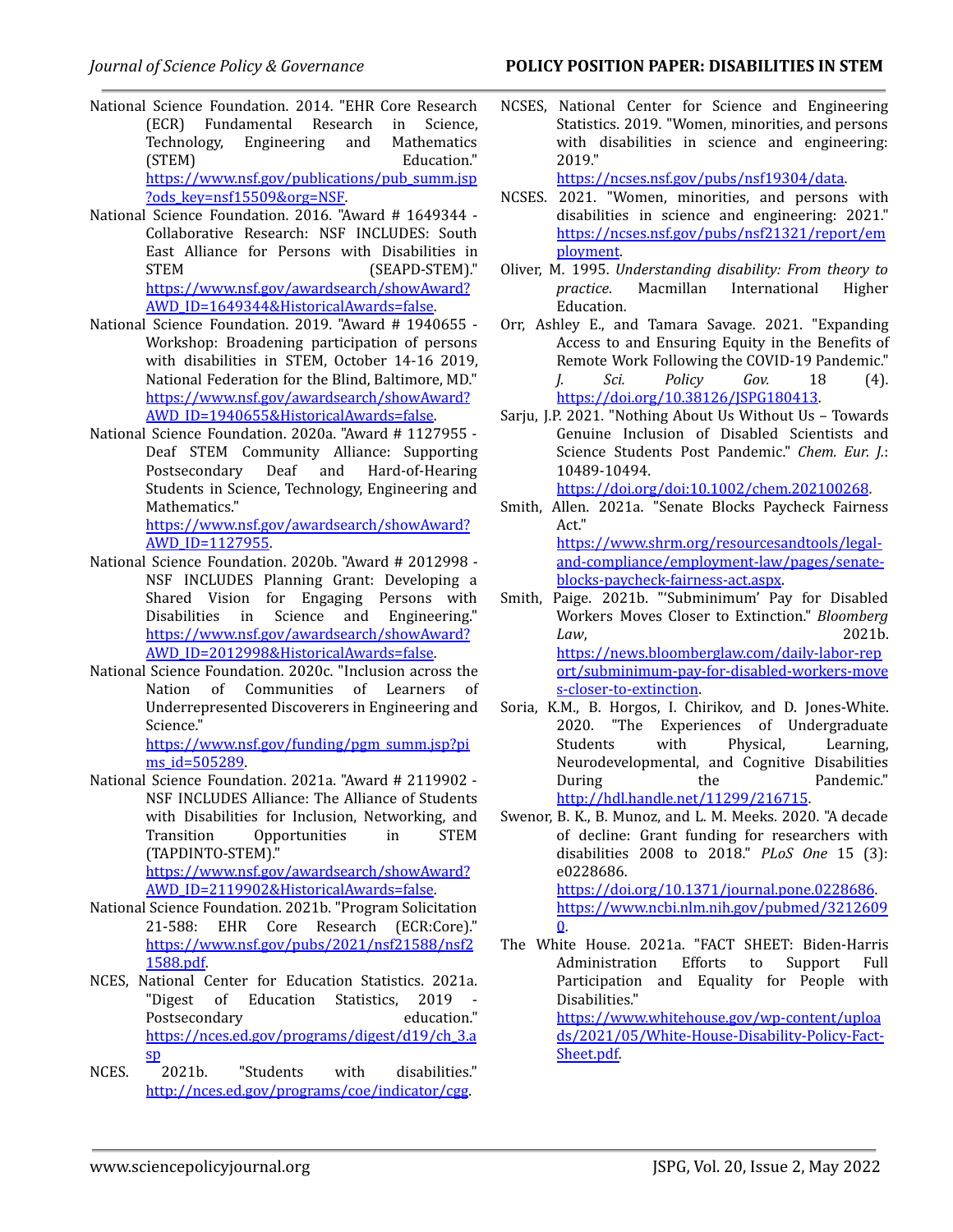National Science Foundation. 2014. "EHR Core Research (ECR) Fundamental Research in Science, Technology, Engineering and Mathematics (STEM) Education." https://www.nsf.gov/publications/pub_summ.jsp?ods_key=nsf15509&org=NSF.

National Science Foundation. 2016. "Award # 1649344 - Collaborative Research: NSF INCLUDES: South East Alliance for Persons with Disabilities in STEM (SEAPD-STEM)." https://www.nsf.gov/awardsearch/showAward?AWD_ID=1649344&HistoricalAwards=false.

National Science Foundation. 2019. "Award # 1940655 - Workshop: Broadening participation of persons with disabilities in STEM, October 14-16 2019, National Federation for the Blind, Baltimore, MD." https://www.nsf.gov/awardsearch/showAward?AWD_ID=1940655&HistoricalAwards=false.

National Science Foundation. 2020a. "Award # 1127955 - Deaf STEM Community Alliance: Supporting Postsecondary Deaf and Hard-of-Hearing Students in Science, Technology, Engineering and Mathematics." https://www.nsf.gov/awardsearch/showAward?AWD_ID=1127955.

National Science Foundation. 2020b. "Award # 2012998 - NSF INCLUDES Planning Grant: Developing a Shared Vision for Engaging Persons with Disabilities in Science and Engineering." https://www.nsf.gov/awardsearch/showAward?AWD_ID=2012998&HistoricalAwards=false.

National Science Foundation. 2020c. "Inclusion across the Nation of Communities of Learners of Underrepresented Discoverers in Engineering and Science." https://www.nsf.gov/funding/pgm_summ.jsp?pims_id=505289.

National Science Foundation. 2021a. "Award # 2119902 - NSF INCLUDES Alliance: The Alliance of Students with Disabilities for Inclusion, Networking, and Transition Opportunities in STEM (TAPDINTO-STEM)." https://www.nsf.gov/awardsearch/showAward?AWD_ID=2119902&HistoricalAwards=false.

National Science Foundation. 2021b. "Program Solicitation 21-588: EHR Core Research (ECR:Core)." https://www.nsf.gov/pubs/2021/nsf21588/nsf21588.pdf.

NCES, National Center for Education Statistics. 2021a. "Digest of Education Statistics, 2019 - Postsecondary education." https://nces.ed.gov/programs/digest/d19/ch_3.asp

NCES. 2021b. "Students with disabilities." http://nces.ed.gov/programs/coe/indicator/cgg.

NCSES, National Center for Science and Engineering Statistics. 2019. "Women, minorities, and persons with disabilities in science and engineering: 2019." https://ncses.nsf.gov/pubs/nsf19304/data.

NCSES. 2021. "Women, minorities, and persons with disabilities in science and engineering: 2021." https://ncses.nsf.gov/pubs/nsf21321/report/employment.

Oliver, M. 1995. *Understanding disability: From theory to practice*. Macmillan International Higher Education.

Orr, Ashley E., and Tamara Savage. 2021. "Expanding Access to and Ensuring Equity in the Benefits of Remote Work Following the COVID-19 Pandemic." *J. Sci. Policy Gov.* 18 (4). https://doi.org/10.38126/JSPG180413.

Sarju, J.P. 2021. "Nothing About Us Without Us – Towards Genuine Inclusion of Disabled Scientists and Science Students Post Pandemic." *Chem. Eur. J.*: 10489-10494. https://doi.org/doi:10.1002/chem.202100268.

Smith, Allen. 2021a. "Senate Blocks Paycheck Fairness Act." https://www.shrm.org/resourcesandtools/legal-and-compliance/employment-law/pages/senate-blocks-paycheck-fairness-act.aspx.

Smith, Paige. 2021b. "'Subminimum' Pay for Disabled Workers Moves Closer to Extinction." *Bloomberg Law*, 2021b. https://news.bloomberglaw.com/daily-labor-report/subminimum-pay-for-disabled-workers-moves-closer-to-extinction.

Soria, K.M., B. Horgos, I. Chirikov, and D. Jones-White. 2020. "The Experiences of Undergraduate Students with Physical, Learning, Neurodevelopmental, and Cognitive Disabilities During the Pandemic." http://hdl.handle.net/11299/216715.

Swenor, B. K., B. Munoz, and L. M. Meeks. 2020. "A decade of decline: Grant funding for researchers with disabilities 2008 to 2018." *PLoS One* 15 (3): e0228686. https://doi.org/10.1371/journal.pone.0228686. https://www.ncbi.nlm.nih.gov/pubmed/32126090.

The White House. 2021a. "FACT SHEET: Biden-Harris Administration Efforts to Support Full Participation and Equality for People with Disabilities." https://www.whitehouse.gov/wp-content/uploads/2021/05/White-House-Disability-Policy-Fact-Sheet.pdf.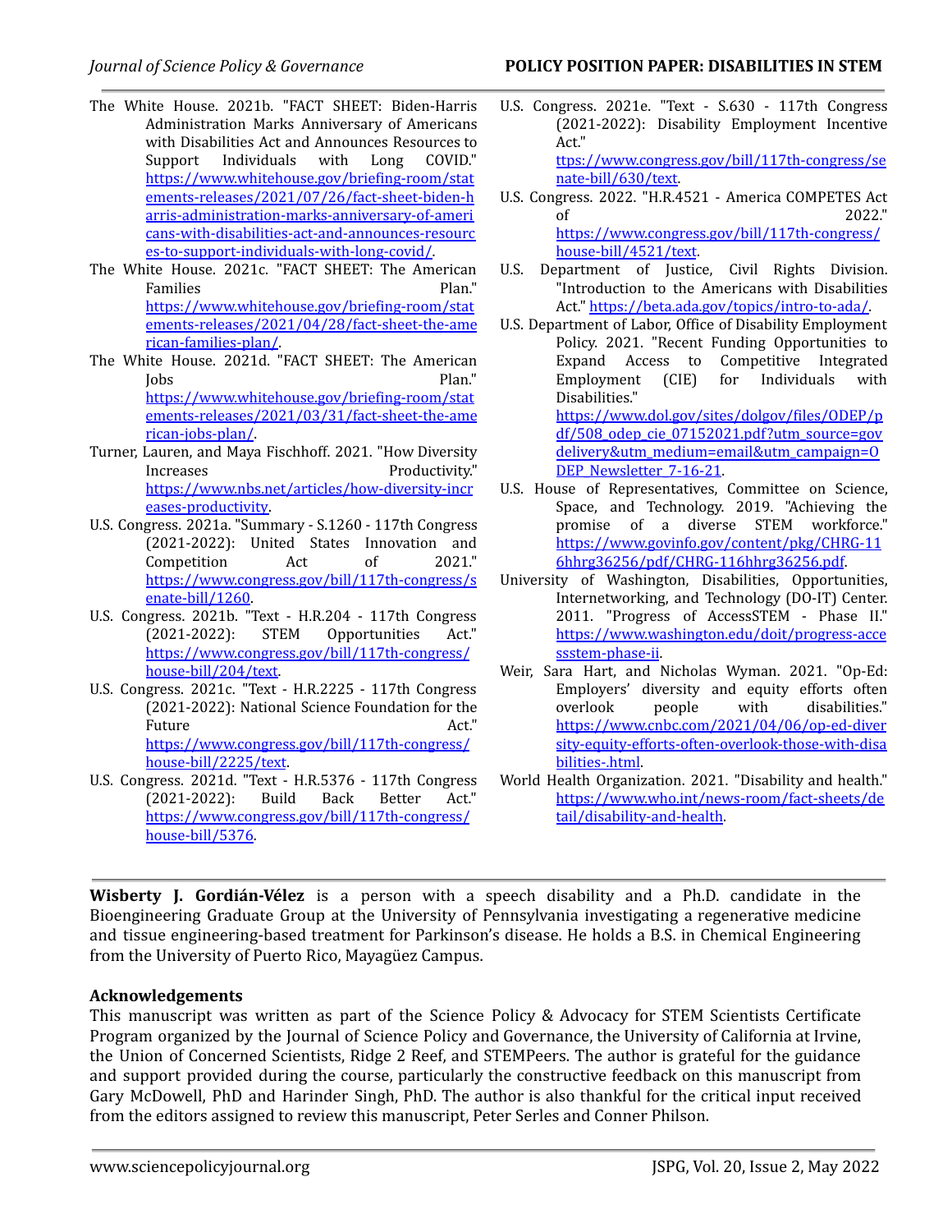The White House. 2021b. "FACT SHEET: Biden-Harris Administration Marks Anniversary of Americans with Disabilities Act and Announces Resources to Support Individuals with Long COVID." https://www.whitehouse.gov/briefing-room/statements-releases/2021/07/26/fact-sheet-biden-harris-administration-marks-anniversary-of-americans-with-disabilities-act-and-announces-resources-to-support-individuals-with-long-covid/.

The White House. 2021c. "FACT SHEET: The American Families Plan." https://www.whitehouse.gov/briefing-room/statements-releases/2021/04/28/fact-sheet-the-american-families-plan/.

The White House. 2021d. "FACT SHEET: The American Jobs Plan." https://www.whitehouse.gov/briefing-room/statements-releases/2021/03/31/fact-sheet-the-american-jobs-plan/.

Turner, Lauren, and Maya Fischhoff. 2021. "How Diversity Increases Productivity." https://www.nbs.net/articles/how-diversity-increases-productivity.

U.S. Congress. 2021a. "Summary - S.1260 - 117th Congress (2021-2022): United States Innovation and Competition Act of 2021." https://www.congress.gov/bill/117th-congress/senate-bill/1260.

U.S. Congress. 2021b. "Text - H.R.204 - 117th Congress (2021-2022): STEM Opportunities Act." https://www.congress.gov/bill/117th-congress/house-bill/204/text.

U.S. Congress. 2021c. "Text - H.R.2225 - 117th Congress (2021-2022): National Science Foundation for the Future Act." https://www.congress.gov/bill/117th-congress/house-bill/2225/text.

U.S. Congress. 2021d. "Text - H.R.5376 - 117th Congress (2021-2022): Build Back Better Act." https://www.congress.gov/bill/117th-congress/house-bill/5376.

U.S. Congress. 2021e. "Text - S.630 - 117th Congress (2021-2022): Disability Employment Incentive Act." ttps://www.congress.gov/bill/117th-congress/senate-bill/630/text.

U.S. Congress. 2022. "H.R.4521 - America COMPETES Act of 2022." https://www.congress.gov/bill/117th-congress/house-bill/4521/text.

U.S. Department of Justice, Civil Rights Division. "Introduction to the Americans with Disabilities Act." https://beta.ada.gov/topics/intro-to-ada/.

U.S. Department of Labor, Office of Disability Employment Policy. 2021. "Recent Funding Opportunities to Expand Access to Competitive Integrated Employment (CIE) for Individuals with Disabilities." https://www.dol.gov/sites/dolgov/files/ODEP/pdf/508_odep_cie_07152021.pdf?utm_source=govdelivery&utm_medium=email&utm_campaign=ODEP_Newsletter_7-16-21.

U.S. House of Representatives, Committee on Science, Space, and Technology. 2019. "Achieving the promise of a diverse STEM workforce." https://www.govinfo.gov/content/pkg/CHRG-116hhrg36256/pdf/CHRG-116hhrg36256.pdf.

University of Washington, Disabilities, Opportunities, Internetworking, and Technology (DO-IT) Center. 2011. "Progress of AccessSTEM - Phase II." https://www.washington.edu/doit/progress-accessstem-phase-ii.

Weir, Sara Hart, and Nicholas Wyman. 2021. "Op-Ed: Employers' diversity and equity efforts often overlook people with disabilities." https://www.cnbc.com/2021/04/06/op-ed-diversity-equity-efforts-often-overlook-those-with-disabilities-.html.

World Health Organization. 2021. "Disability and health." https://www.who.int/news-room/fact-sheets/detail/disability-and-health.

---

**Wisberty J. Gordián-Vélez** is a person with a speech disability and a Ph.D. candidate in the Bioengineering Graduate Group at the University of Pennsylvania investigating a regenerative medicine and tissue engineering-based treatment for Parkinson's disease. He holds a B.S. in Chemical Engineering from the University of Puerto Rico, Mayagüez Campus.

**Acknowledgements**

This manuscript was written as part of the Science Policy & Advocacy for STEM Scientists Certificate Program organized by the Journal of Science Policy and Governance, the University of California at Irvine, the Union of Concerned Scientists, Ridge 2 Reef, and STEMPeers. The author is grateful for the guidance and support provided during the course, particularly the constructive feedback on this manuscript from Gary McDowell, PhD and Harinder Singh, PhD. The author is also thankful for the critical input received from the editors assigned to review this manuscript, Peter Serles and Conner Philson.